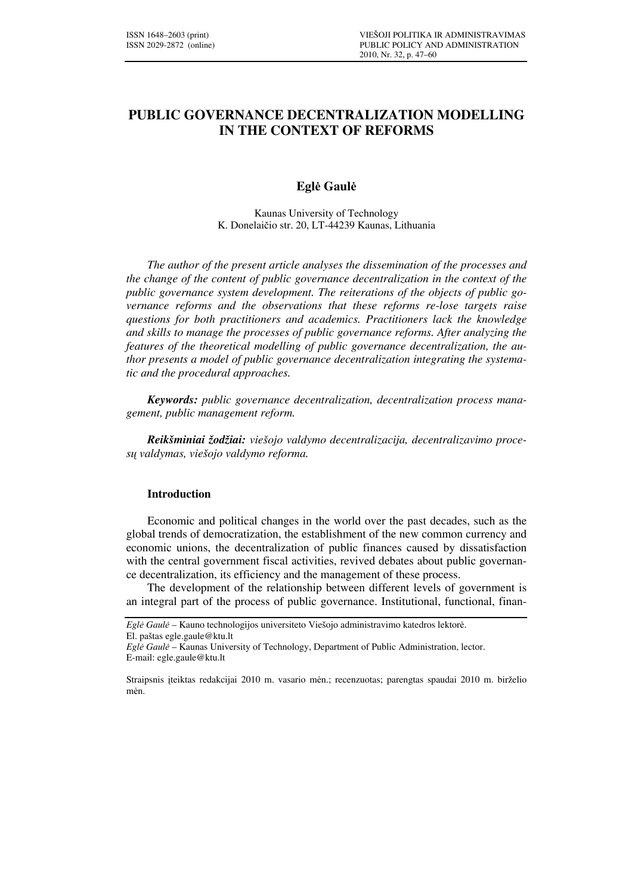# PUBLIC GOVERNANCE DECENTRALIZATION MODELLING IN THE CONTEXT OF REFORMS

**Eglė Gaulė**

Kaunas University of Technology
K. Donelaičio str. 20, LT-44239 Kaunas, Lithuania

*The author of the present article analyses the dissemination of the processes and the change of the content of public governance decentralization in the context of the public governance system development. The reiterations of the objects of public governance reforms and the observations that these reforms re-lose targets raise questions for both practitioners and academics. Practitioners lack the knowledge and skills to manage the processes of public governance reforms. After analyzing the features of the theoretical modelling of public governance decentralization, the author presents a model of public governance decentralization integrating the systematic and the procedural approaches.*

***Keywords:*** *public governance decentralization, decentralization process management, public management reform.*

***Reikšminiai žodžiai:*** *viešojo valdymo decentralizacija, decentralizavimo procesų valdymas, viešojo valdymo reforma.*

## Introduction

Economic and political changes in the world over the past decades, such as the global trends of democratization, the establishment of the new common currency and economic unions, the decentralization of public finances caused by dissatisfaction with the central government fiscal activities, revived debates about public governance decentralization, its efficiency and the management of these process.

The development of the relationship between different levels of government is an integral part of the process of public governance. Institutional, functional, finan-

---

*Eglė Gaulė* – Kauno technologijos universiteto Viešojo administravimo katedros lektorė.
El. paštas egle.gaule@ktu.lt
*Eglė Gaulė* – Kaunas University of Technology, Department of Public Administration, lector.
E-mail: egle.gaule@ktu.lt

Straipsnis įteiktas redakcijai 2010 m. vasario mėn.; recenzuotas; parengtas spaudai 2010 m. birželio mėn.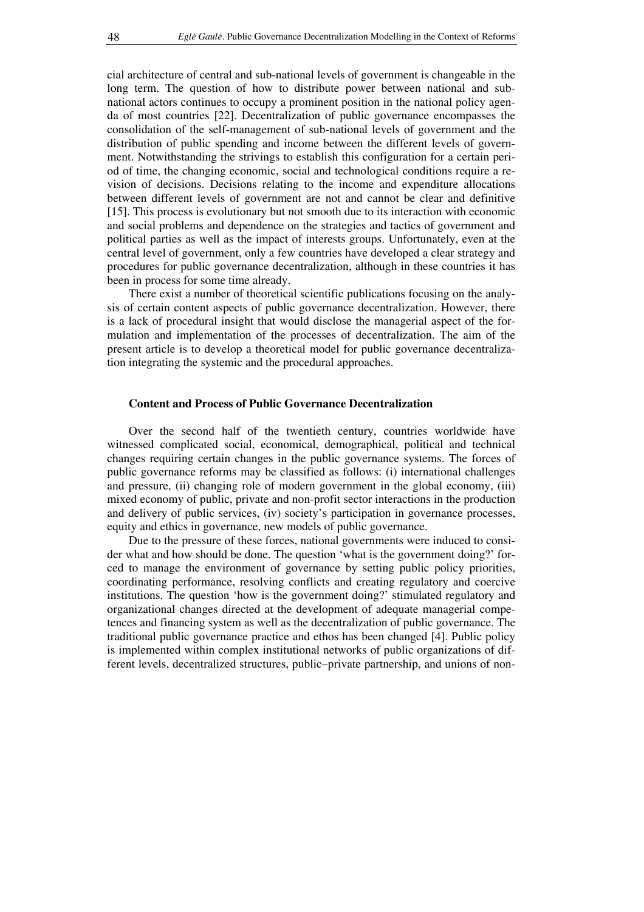cial architecture of central and sub-national levels of government is changeable in the long term. The question of how to distribute power between national and sub-national actors continues to occupy a prominent position in the national policy agenda of most countries [22]. Decentralization of public governance encompasses the consolidation of the self-management of sub-national levels of government and the distribution of public spending and income between the different levels of government. Notwithstanding the strivings to establish this configuration for a certain period of time, the changing economic, social and technological conditions require a revision of decisions. Decisions relating to the income and expenditure allocations between different levels of government are not and cannot be clear and definitive [15]. This process is evolutionary but not smooth due to its interaction with economic and social problems and dependence on the strategies and tactics of government and political parties as well as the impact of interests groups. Unfortunately, even at the central level of government, only a few countries have developed a clear strategy and procedures for public governance decentralization, although in these countries it has been in process for some time already.

There exist a number of theoretical scientific publications focusing on the analysis of certain content aspects of public governance decentralization. However, there is a lack of procedural insight that would disclose the managerial aspect of the formulation and implementation of the processes of decentralization. The aim of the present article is to develop a theoretical model for public governance decentralization integrating the systemic and the procedural approaches.

## Content and Process of Public Governance Decentralization

Over the second half of the twentieth century, countries worldwide have witnessed complicated social, economical, demographical, political and technical changes requiring certain changes in the public governance systems. The forces of public governance reforms may be classified as follows: (i) international challenges and pressure, (ii) changing role of modern government in the global economy, (iii) mixed economy of public, private and non-profit sector interactions in the production and delivery of public services, (iv) society's participation in governance processes, equity and ethics in governance, new models of public governance.

Due to the pressure of these forces, national governments were induced to consider what and how should be done. The question 'what is the government doing?' forced to manage the environment of governance by setting public policy priorities, coordinating performance, resolving conflicts and creating regulatory and coercive institutions. The question 'how is the government doing?' stimulated regulatory and organizational changes directed at the development of adequate managerial competences and financing system as well as the decentralization of public governance. The traditional public governance practice and ethos has been changed [4]. Public policy is implemented within complex institutional networks of public organizations of different levels, decentralized structures, public–private partnership, and unions of non-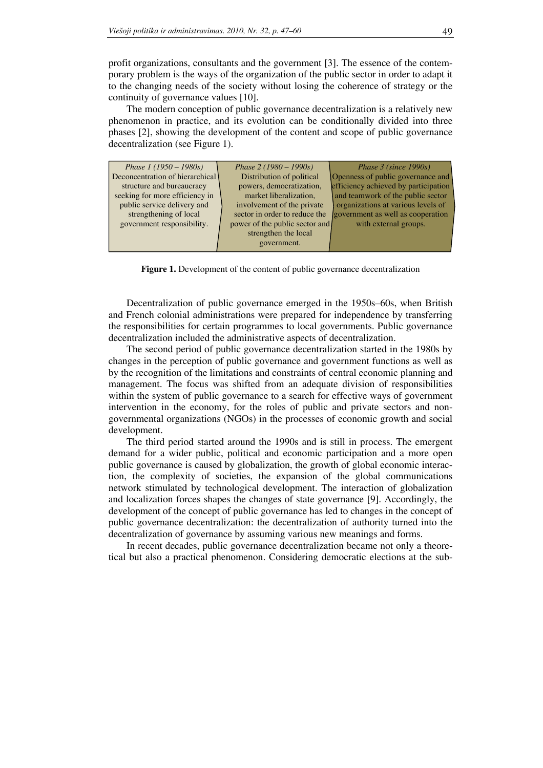profit organizations, consultants and the government [3]. The essence of the contemporary problem is the ways of the organization of the public sector in order to adapt it to the changing needs of the society without losing the coherence of strategy or the continuity of governance values [10].

The modern conception of public governance decentralization is a relatively new phenomenon in practice, and its evolution can be conditionally divided into three phases [2], showing the development of the content and scope of public governance decentralization (see Figure 1).

| *Phase 1 (1950 – 1980s)* | *Phase 2 (1980 – 1990s)* | *Phase 3 (since 1990s)* |
|---|---|---|
| Deconcentration of hierarchical structure and bureaucracy seeking for more efficiency in public service delivery and strengthening of local government responsibility. | Distribution of political powers, democratization, market liberalization, involvement of the private sector in order to reduce the power of the public sector and strengthen the local government. | Openness of public governance and efficiency achieved by participation and teamwork of the public sector organizations at various levels of government as well as cooperation with external groups. |

**Figure 1.** Development of the content of public governance decentralization

Decentralization of public governance emerged in the 1950s–60s, when British and French colonial administrations were prepared for independence by transferring the responsibilities for certain programmes to local governments. Public governance decentralization included the administrative aspects of decentralization.

The second period of public governance decentralization started in the 1980s by changes in the perception of public governance and government functions as well as by the recognition of the limitations and constraints of central economic planning and management. The focus was shifted from an adequate division of responsibilities within the system of public governance to a search for effective ways of government intervention in the economy, for the roles of public and private sectors and non-governmental organizations (NGOs) in the processes of economic growth and social development.

The third period started around the 1990s and is still in process. The emergent demand for a wider public, political and economic participation and a more open public governance is caused by globalization, the growth of global economic interaction, the complexity of societies, the expansion of the global communications network stimulated by technological development. The interaction of globalization and localization forces shapes the changes of state governance [9]. Accordingly, the development of the concept of public governance has led to changes in the concept of public governance decentralization: the decentralization of authority turned into the decentralization of governance by assuming various new meanings and forms.

In recent decades, public governance decentralization became not only a theoretical but also a practical phenomenon. Considering democratic elections at the sub-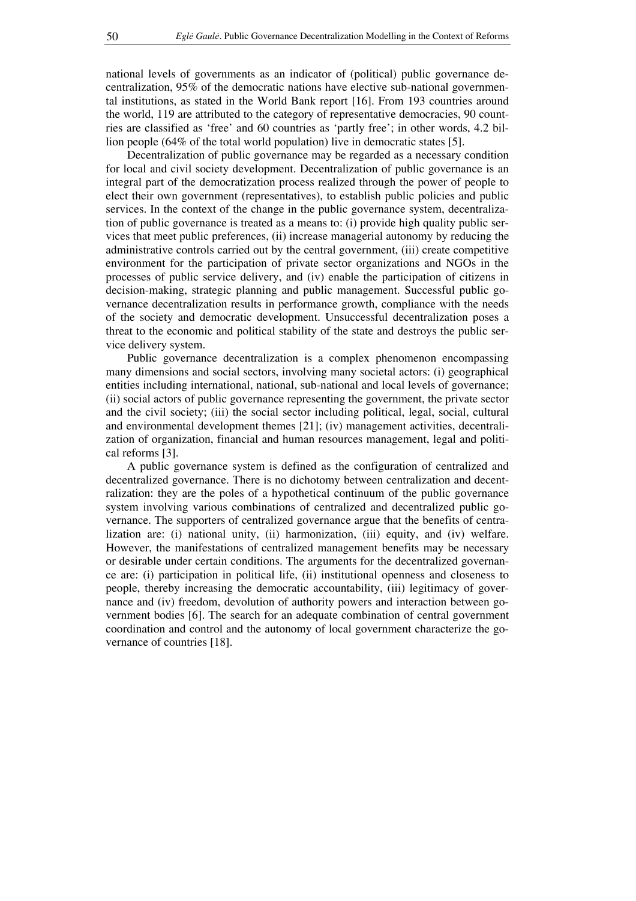national levels of governments as an indicator of (political) public governance decentralization, 95% of the democratic nations have elective sub-national governmental institutions, as stated in the World Bank report [16]. From 193 countries around the world, 119 are attributed to the category of representative democracies, 90 countries are classified as 'free' and 60 countries as 'partly free'; in other words, 4.2 billion people (64% of the total world population) live in democratic states [5].

Decentralization of public governance may be regarded as a necessary condition for local and civil society development. Decentralization of public governance is an integral part of the democratization process realized through the power of people to elect their own government (representatives), to establish public policies and public services. In the context of the change in the public governance system, decentralization of public governance is treated as a means to: (i) provide high quality public services that meet public preferences, (ii) increase managerial autonomy by reducing the administrative controls carried out by the central government, (iii) create competitive environment for the participation of private sector organizations and NGOs in the processes of public service delivery, and (iv) enable the participation of citizens in decision-making, strategic planning and public management. Successful public governance decentralization results in performance growth, compliance with the needs of the society and democratic development. Unsuccessful decentralization poses a threat to the economic and political stability of the state and destroys the public service delivery system.

Public governance decentralization is a complex phenomenon encompassing many dimensions and social sectors, involving many societal actors: (i) geographical entities including international, national, sub-national and local levels of governance; (ii) social actors of public governance representing the government, the private sector and the civil society; (iii) the social sector including political, legal, social, cultural and environmental development themes [21]; (iv) management activities, decentralization of organization, financial and human resources management, legal and political reforms [3].

A public governance system is defined as the configuration of centralized and decentralized governance. There is no dichotomy between centralization and decentralization: they are the poles of a hypothetical continuum of the public governance system involving various combinations of centralized and decentralized public governance. The supporters of centralized governance argue that the benefits of centralization are: (i) national unity, (ii) harmonization, (iii) equity, and (iv) welfare. However, the manifestations of centralized management benefits may be necessary or desirable under certain conditions. The arguments for the decentralized governance are: (i) participation in political life, (ii) institutional openness and closeness to people, thereby increasing the democratic accountability, (iii) legitimacy of governance and (iv) freedom, devolution of authority powers and interaction between government bodies [6]. The search for an adequate combination of central government coordination and control and the autonomy of local government characterize the governance of countries [18].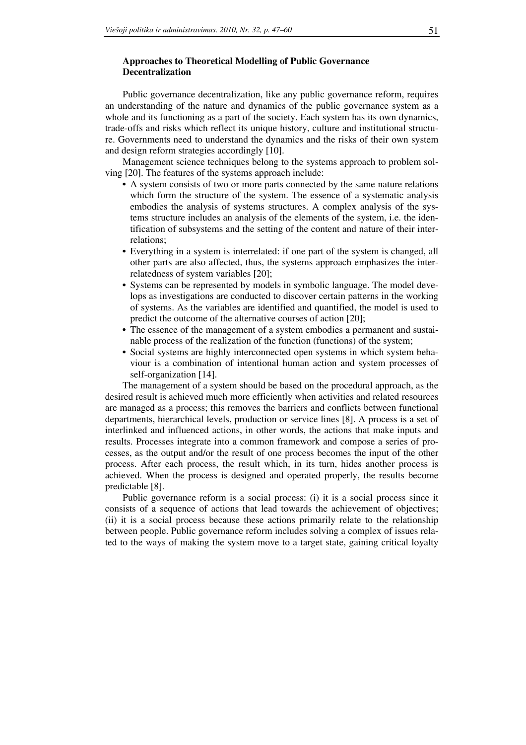### Approaches to Theoretical Modelling of Public Governance Decentralization

Public governance decentralization, like any public governance reform, requires an understanding of the nature and dynamics of the public governance system as a whole and its functioning as a part of the society. Each system has its own dynamics, trade-offs and risks which reflect its unique history, culture and institutional structure. Governments need to understand the dynamics and the risks of their own system and design reform strategies accordingly [10].

Management science techniques belong to the systems approach to problem solving [20]. The features of the systems approach include:

- A system consists of two or more parts connected by the same nature relations which form the structure of the system. The essence of a systematic analysis embodies the analysis of systems structures. A complex analysis of the systems structure includes an analysis of the elements of the system, i.e. the identification of subsystems and the setting of the content and nature of their interrelations;
- Everything in a system is interrelated: if one part of the system is changed, all other parts are also affected, thus, the systems approach emphasizes the interrelatedness of system variables [20];
- Systems can be represented by models in symbolic language. The model develops as investigations are conducted to discover certain patterns in the working of systems. As the variables are identified and quantified, the model is used to predict the outcome of the alternative courses of action [20];
- The essence of the management of a system embodies a permanent and sustainable process of the realization of the function (functions) of the system;
- Social systems are highly interconnected open systems in which system behaviour is a combination of intentional human action and system processes of self-organization [14].

The management of a system should be based on the procedural approach, as the desired result is achieved much more efficiently when activities and related resources are managed as a process; this removes the barriers and conflicts between functional departments, hierarchical levels, production or service lines [8]. A process is a set of interlinked and influenced actions, in other words, the actions that make inputs and results. Processes integrate into a common framework and compose a series of processes, as the output and/or the result of one process becomes the input of the other process. After each process, the result which, in its turn, hides another process is achieved. When the process is designed and operated properly, the results become predictable [8].

Public governance reform is a social process: (i) it is a social process since it consists of a sequence of actions that lead towards the achievement of objectives; (ii) it is a social process because these actions primarily relate to the relationship between people. Public governance reform includes solving a complex of issues related to the ways of making the system move to a target state, gaining critical loyalty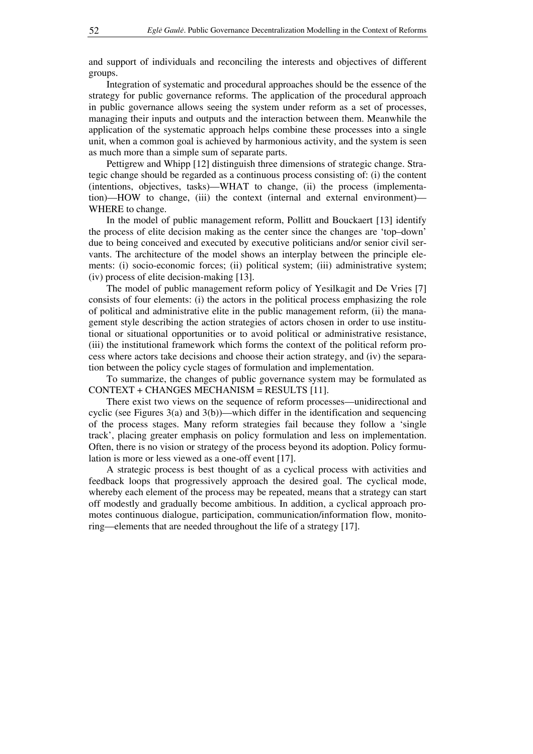and support of individuals and reconciling the interests and objectives of different groups.

Integration of systematic and procedural approaches should be the essence of the strategy for public governance reforms. The application of the procedural approach in public governance allows seeing the system under reform as a set of processes, managing their inputs and outputs and the interaction between them. Meanwhile the application of the systematic approach helps combine these processes into a single unit, when a common goal is achieved by harmonious activity, and the system is seen as much more than a simple sum of separate parts.

Pettigrew and Whipp [12] distinguish three dimensions of strategic change. Strategic change should be regarded as a continuous process consisting of: (i) the content (intentions, objectives, tasks)—WHAT to change, (ii) the process (implementation)—HOW to change, (iii) the context (internal and external environment)—WHERE to change.

In the model of public management reform, Pollitt and Bouckaert [13] identify the process of elite decision making as the center since the changes are 'top–down' due to being conceived and executed by executive politicians and/or senior civil servants. The architecture of the model shows an interplay between the principle elements: (i) socio-economic forces; (ii) political system; (iii) administrative system; (iv) process of elite decision-making [13].

The model of public management reform policy of Yesilkagit and De Vries [7] consists of four elements: (i) the actors in the political process emphasizing the role of political and administrative elite in the public management reform, (ii) the management style describing the action strategies of actors chosen in order to use institutional or situational opportunities or to avoid political or administrative resistance, (iii) the institutional framework which forms the context of the political reform process where actors take decisions and choose their action strategy, and (iv) the separation between the policy cycle stages of formulation and implementation.

To summarize, the changes of public governance system may be formulated as CONTEXT + CHANGES MECHANISM = RESULTS [11].

There exist two views on the sequence of reform processes—unidirectional and cyclic (see Figures 3(a) and 3(b))—which differ in the identification and sequencing of the process stages. Many reform strategies fail because they follow a 'single track', placing greater emphasis on policy formulation and less on implementation. Often, there is no vision or strategy of the process beyond its adoption. Policy formulation is more or less viewed as a one-off event [17].

A strategic process is best thought of as a cyclical process with activities and feedback loops that progressively approach the desired goal. The cyclical mode, whereby each element of the process may be repeated, means that a strategy can start off modestly and gradually become ambitious. In addition, a cyclical approach promotes continuous dialogue, participation, communication/information flow, monitoring—elements that are needed throughout the life of a strategy [17].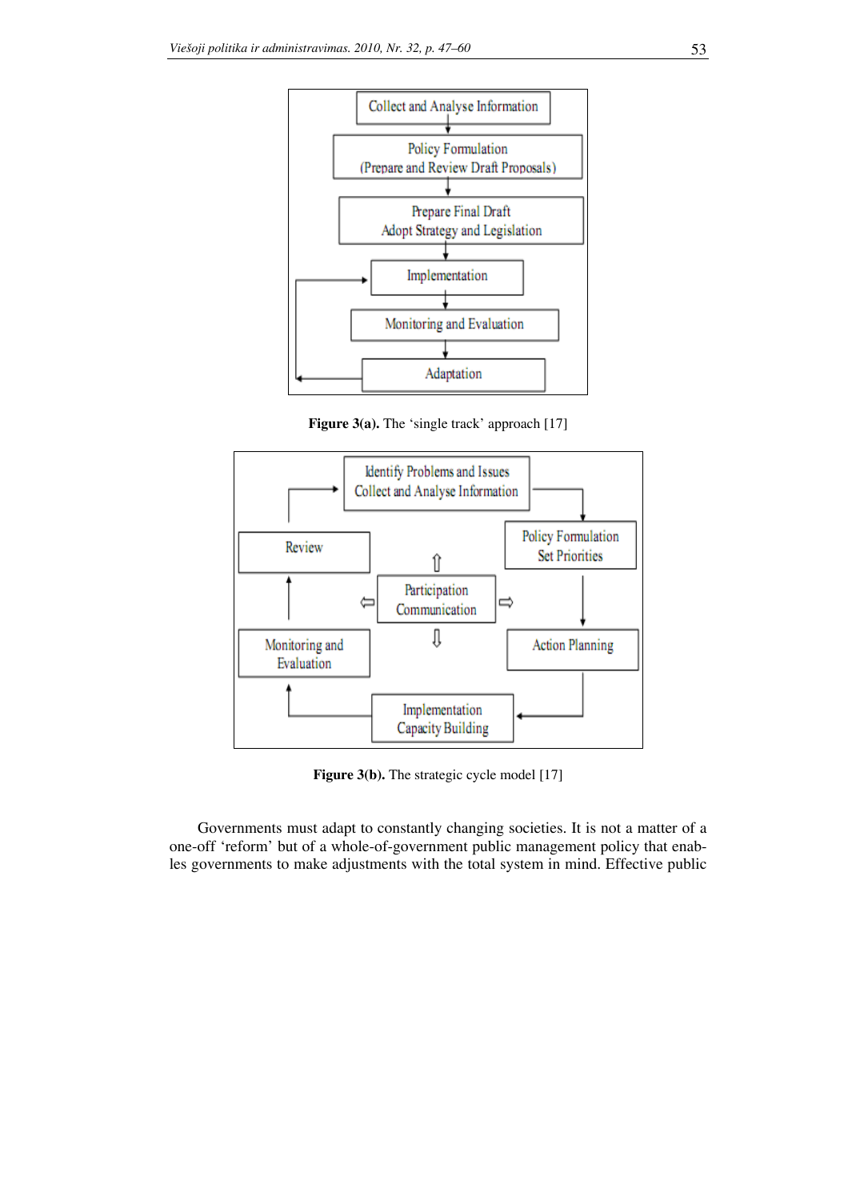Collect and Analyse Information

Policy Formulation
(Prepare and Review Draft Proposals)

Prepare Final Draft
Adopt Strategy and Legislation

Implementation

Monitoring and Evaluation

Adaptation

**Figure 3(a).** The 'single track' approach [17]

Identify Problems and Issues
Collect and Analyse Information

Policy Formulation
Set Priorities

Action Planning

Implementation
Capacity Building

Monitoring and
Evaluation

Review

Participation
Communication

**Figure 3(b).** The strategic cycle model [17]

Governments must adapt to constantly changing societies. It is not a matter of a one-off 'reform' but of a whole-of-government public management policy that enables governments to make adjustments with the total system in mind. Effective public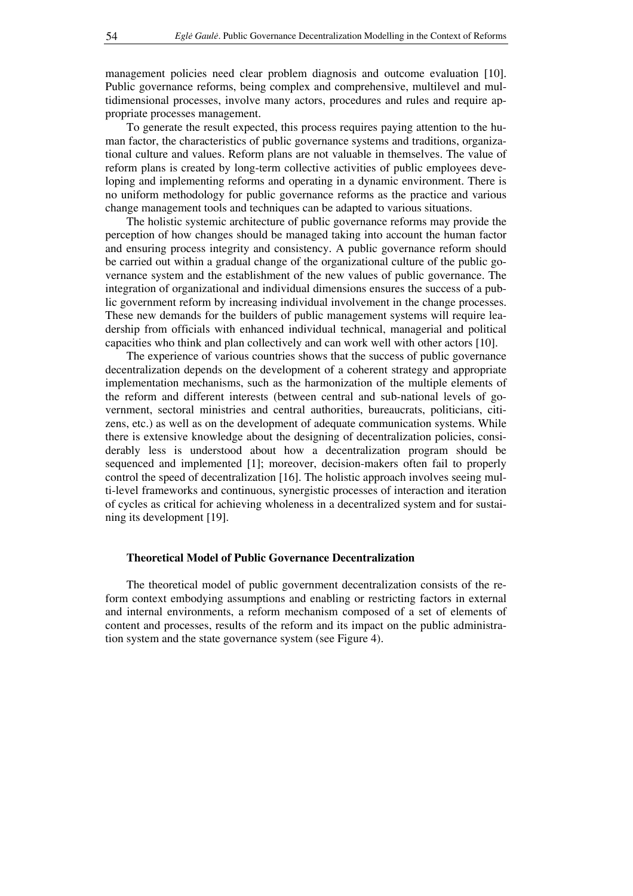management policies need clear problem diagnosis and outcome evaluation [10]. Public governance reforms, being complex and comprehensive, multilevel and multidimensional processes, involve many actors, procedures and rules and require appropriate processes management.

To generate the result expected, this process requires paying attention to the human factor, the characteristics of public governance systems and traditions, organizational culture and values. Reform plans are not valuable in themselves. The value of reform plans is created by long-term collective activities of public employees developing and implementing reforms and operating in a dynamic environment. There is no uniform methodology for public governance reforms as the practice and various change management tools and techniques can be adapted to various situations.

The holistic systemic architecture of public governance reforms may provide the perception of how changes should be managed taking into account the human factor and ensuring process integrity and consistency. A public governance reform should be carried out within a gradual change of the organizational culture of the public governance system and the establishment of the new values of public governance. The integration of organizational and individual dimensions ensures the success of a public government reform by increasing individual involvement in the change processes. These new demands for the builders of public management systems will require leadership from officials with enhanced individual technical, managerial and political capacities who think and plan collectively and can work well with other actors [10].

The experience of various countries shows that the success of public governance decentralization depends on the development of a coherent strategy and appropriate implementation mechanisms, such as the harmonization of the multiple elements of the reform and different interests (between central and sub-national levels of government, sectoral ministries and central authorities, bureaucrats, politicians, citizens, etc.) as well as on the development of adequate communication systems. While there is extensive knowledge about the designing of decentralization policies, considerably less is understood about how a decentralization program should be sequenced and implemented [1]; moreover, decision-makers often fail to properly control the speed of decentralization [16]. The holistic approach involves seeing multi-level frameworks and continuous, synergistic processes of interaction and iteration of cycles as critical for achieving wholeness in a decentralized system and for sustaining its development [19].

### Theoretical Model of Public Governance Decentralization

The theoretical model of public government decentralization consists of the reform context embodying assumptions and enabling or restricting factors in external and internal environments, a reform mechanism composed of a set of elements of content and processes, results of the reform and its impact on the public administration system and the state governance system (see Figure 4).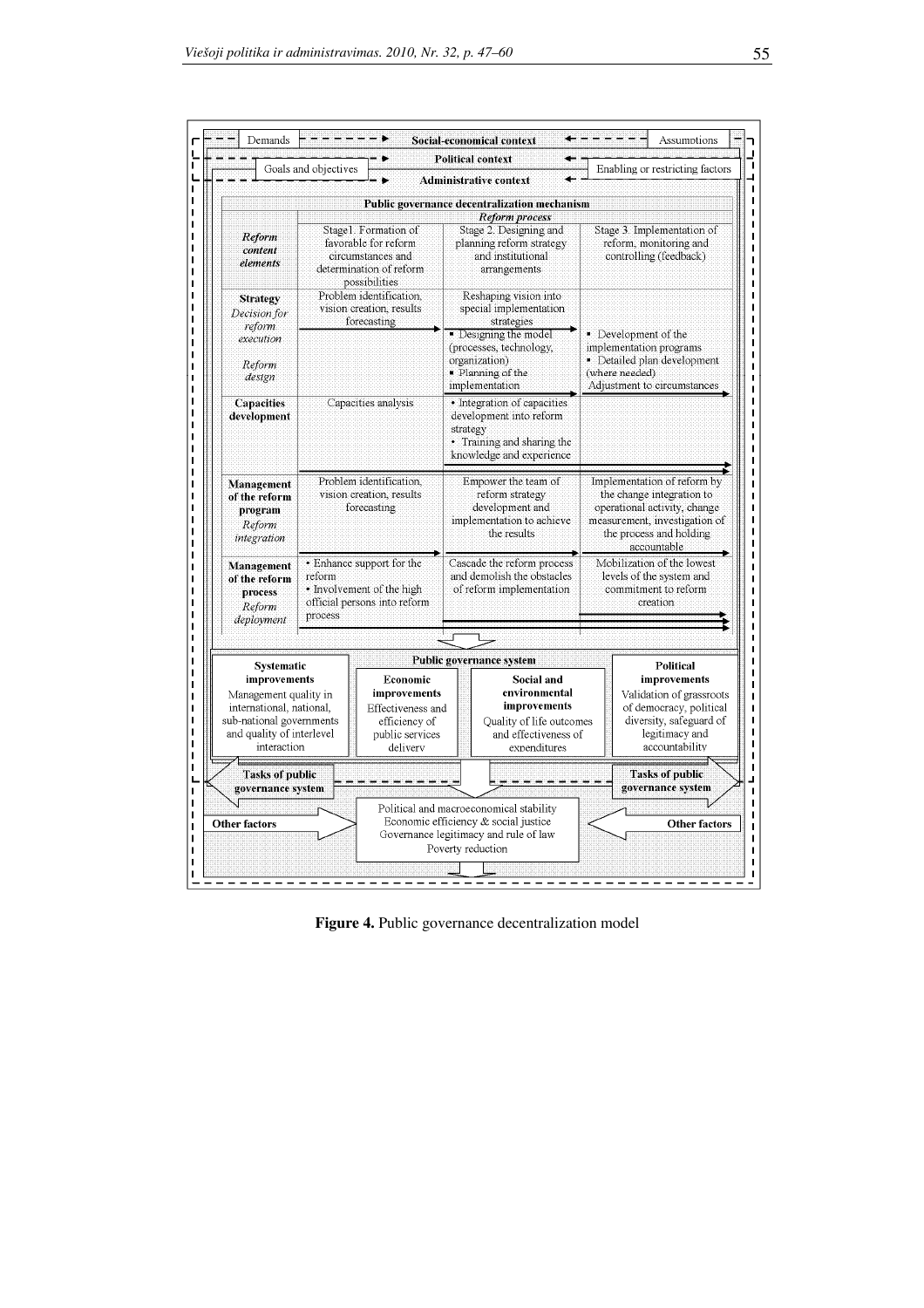| Demands | Social-economical context | Assumptions |
| --- | --- | --- |
| Goals and objectives | Political context | Enabling or restricting factors |
| | Administrative context | |

**Public governance decentralization mechanism**

| *Reform content elements* | Stage1. Formation of favorable for reform circumstances and determination of reform possibilities | Stage 2. Designing and planning reform strategy and institutional arrangements | Stage 3. Implementation of reform, monitoring and controlling (feedback) |
| --- | --- | --- | --- |
| **Strategy** *Decision for reform execution* *Reform design* | Problem identification, vision creation, results forecasting | Reshaping vision into special implementation strategies • Designing the model (processes, technology, organization) • Planning of the implementation | • Development of the implementation programs • Detailed plan development (where needed) Adjustment to circumstances |
| **Capacities development** | Capacities analysis | • Integration of capacities development into reform strategy • Training and sharing the knowledge and experience | |
| **Management of the reform program** *Reform integration* | Problem identification, vision creation, results forecasting | Empower the team of reform strategy development and implementation to achieve the results | Implementation of reform by the change integration to operational activity, change measurement, investigation of the process and holding accountable |
| **Management of the reform process** *Reform deployment* | • Enhance support for the reform • Involvement of the high official persons into reform process | Cascade the reform process and demolish the obstacles of reform implementation | Mobilization of the lowest levels of the system and commitment to reform creation |

**Public governance system**

| **Systematic improvements** | **Economic improvements** | **Social and environmental improvements** | **Political improvements** |
| --- | --- | --- | --- |
| Management quality in international, national, sub-national governments and quality of interlevel interaction | Effectiveness and efficiency of public services delivery | Quality of life outcomes and effectiveness of expenditures | Validation of grassroots of democracy, political diversity, safeguard of legitimacy and accountability |

**Tasks of public governance system**

**Other factors** → Political and macroeconomical stability; Economic efficiency & social justice; Governance legitimacy and rule of law; Poverty reduction ← **Other factors**

**Figure 4.** Public governance decentralization model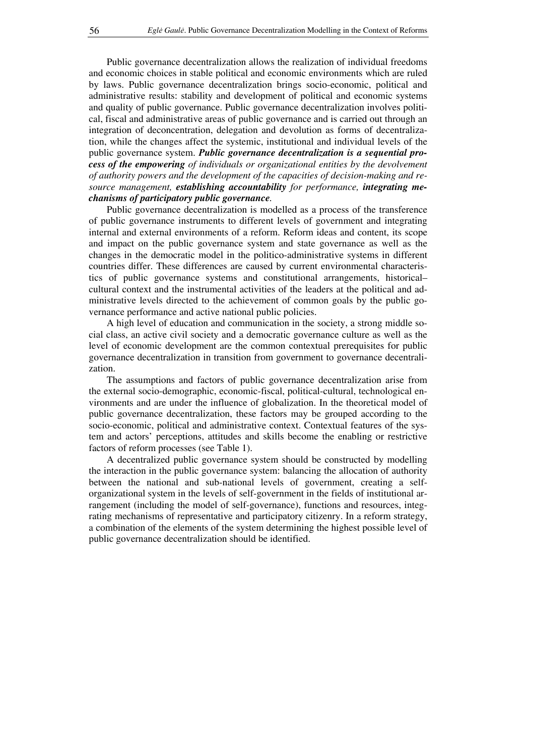Public governance decentralization allows the realization of individual freedoms and economic choices in stable political and economic environments which are ruled by laws. Public governance decentralization brings socio-economic, political and administrative results: stability and development of political and economic systems and quality of public governance. Public governance decentralization involves political, fiscal and administrative areas of public governance and is carried out through an integration of deconcentration, delegation and devolution as forms of decentralization, while the changes affect the systemic, institutional and individual levels of the public governance system. ***Public governance decentralization is a sequential process of the empowering*** *of individuals or organizational entities by the devolvement of authority powers and the development of the capacities of decision-making and resource management,* ***establishing accountability*** *for performance,* ***integrating mechanisms of participatory public governance****.*

Public governance decentralization is modelled as a process of the transference of public governance instruments to different levels of government and integrating internal and external environments of a reform. Reform ideas and content, its scope and impact on the public governance system and state governance as well as the changes in the democratic model in the politico-administrative systems in different countries differ. These differences are caused by current environmental characteristics of public governance systems and constitutional arrangements, historical–cultural context and the instrumental activities of the leaders at the political and administrative levels directed to the achievement of common goals by the public governance performance and active national public policies.

A high level of education and communication in the society, a strong middle social class, an active civil society and a democratic governance culture as well as the level of economic development are the common contextual prerequisites for public governance decentralization in transition from government to governance decentralization.

The assumptions and factors of public governance decentralization arise from the external socio-demographic, economic-fiscal, political-cultural, technological environments and are under the influence of globalization. In the theoretical model of public governance decentralization, these factors may be grouped according to the socio-economic, political and administrative context. Contextual features of the system and actors' perceptions, attitudes and skills become the enabling or restrictive factors of reform processes (see Table 1).

A decentralized public governance system should be constructed by modelling the interaction in the public governance system: balancing the allocation of authority between the national and sub-national levels of government, creating a self-organizational system in the levels of self-government in the fields of institutional arrangement (including the model of self-governance), functions and resources, integrating mechanisms of representative and participatory citizenry. In a reform strategy, a combination of the elements of the system determining the highest possible level of public governance decentralization should be identified.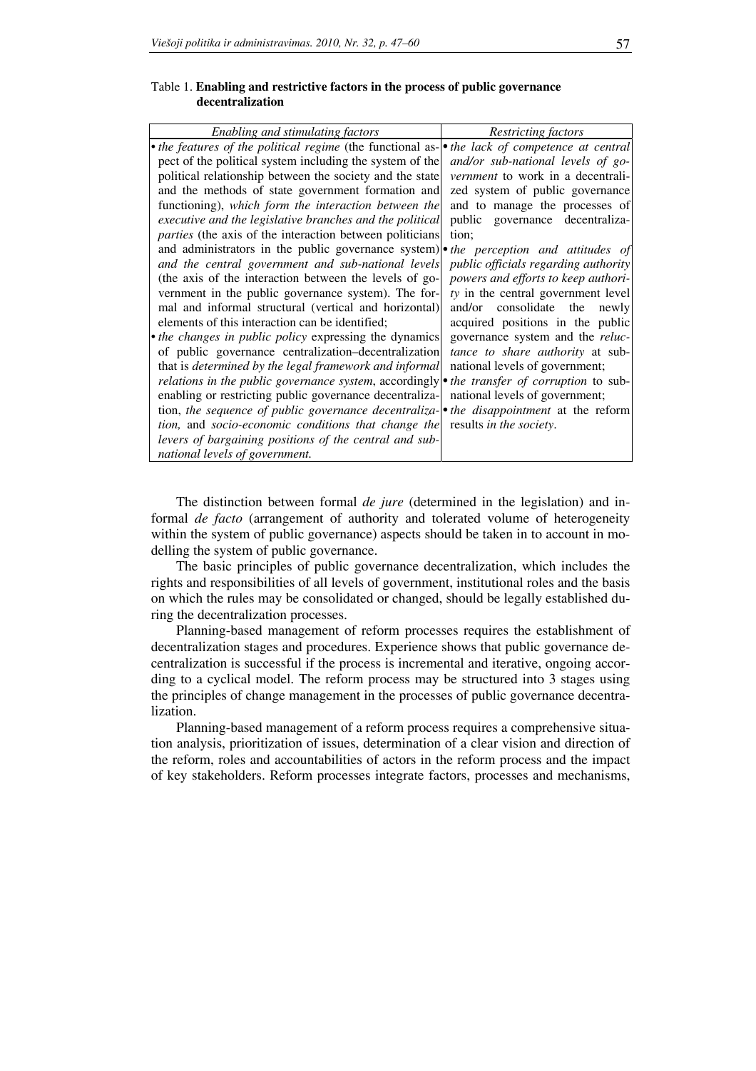Table 1. **Enabling and restrictive factors in the process of public governance decentralization**

| *Enabling and stimulating factors* | *Restricting factors* |
| --- | --- |
| • *the features of the political regime* (the functional aspect of the political system including the system of the political relationship between the society and the state and the methods of state government formation and functioning), *which form the interaction between the executive and the legislative branches and the political parties* (the axis of the interaction between politicians and administrators in the public governance system) *and the central government and sub-national levels* (the axis of the interaction between the levels of government in the public governance system). The formal and informal structural (vertical and horizontal) elements of this interaction can be identified;<br>• *the changes in public policy* expressing the dynamics of public governance centralization–decentralization that is *determined by the legal framework and informal relations in the public governance system*, accordingly enabling or restricting public governance decentralization, *the sequence of public governance decentralization*, and *socio-economic conditions that change the levers of bargaining positions of the central and sub-national levels of government.* | • *the lack of competence at central and/or sub-national levels of government* to work in a decentralized system of public governance and to manage the processes of public governance decentralization;<br>• *the perception and attitudes of public officials regarding authority powers and efforts to keep authority* in the central government level and/or consolidate the newly acquired positions in the public governance system and the *reluctance to share authority* at sub-national levels of government;<br>• *the transfer of corruption* to sub-national levels of government;<br>• *the disappointment* at the reform results *in the society*. |

The distinction between formal *de jure* (determined in the legislation) and informal *de facto* (arrangement of authority and tolerated volume of heterogeneity within the system of public governance) aspects should be taken in to account in modelling the system of public governance.

The basic principles of public governance decentralization, which includes the rights and responsibilities of all levels of government, institutional roles and the basis on which the rules may be consolidated or changed, should be legally established during the decentralization processes.

Planning-based management of reform processes requires the establishment of decentralization stages and procedures. Experience shows that public governance decentralization is successful if the process is incremental and iterative, ongoing according to a cyclical model. The reform process may be structured into 3 stages using the principles of change management in the processes of public governance decentralization.

Planning-based management of a reform process requires a comprehensive situation analysis, prioritization of issues, determination of a clear vision and direction of the reform, roles and accountabilities of actors in the reform process and the impact of key stakeholders. Reform processes integrate factors, processes and mechanisms,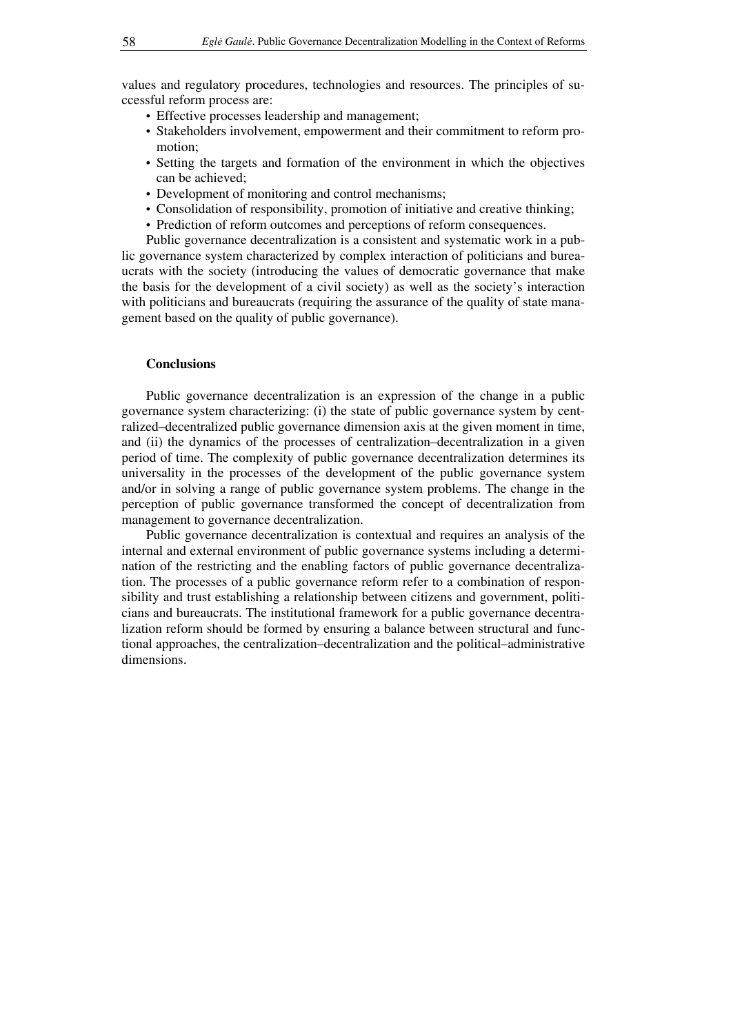values and regulatory procedures, technologies and resources. The principles of successful reform process are:

- Effective processes leadership and management;
- Stakeholders involvement, empowerment and their commitment to reform promotion;
- Setting the targets and formation of the environment in which the objectives can be achieved;
- Development of monitoring and control mechanisms;
- Consolidation of responsibility, promotion of initiative and creative thinking;
- Prediction of reform outcomes and perceptions of reform consequences.

Public governance decentralization is a consistent and systematic work in a public governance system characterized by complex interaction of politicians and bureaucrats with the society (introducing the values of democratic governance that make the basis for the development of a civil society) as well as the society's interaction with politicians and bureaucrats (requiring the assurance of the quality of state management based on the quality of public governance).

## Conclusions

Public governance decentralization is an expression of the change in a public governance system characterizing: (i) the state of public governance system by centralized–decentralized public governance dimension axis at the given moment in time, and (ii) the dynamics of the processes of centralization–decentralization in a given period of time. The complexity of public governance decentralization determines its universality in the processes of the development of the public governance system and/or in solving a range of public governance system problems. The change in the perception of public governance transformed the concept of decentralization from management to governance decentralization.

Public governance decentralization is contextual and requires an analysis of the internal and external environment of public governance systems including a determination of the restricting and the enabling factors of public governance decentralization. The processes of a public governance reform refer to a combination of responsibility and trust establishing a relationship between citizens and government, politicians and bureaucrats. The institutional framework for a public governance decentralization reform should be formed by ensuring a balance between structural and functional approaches, the centralization–decentralization and the political–administrative dimensions.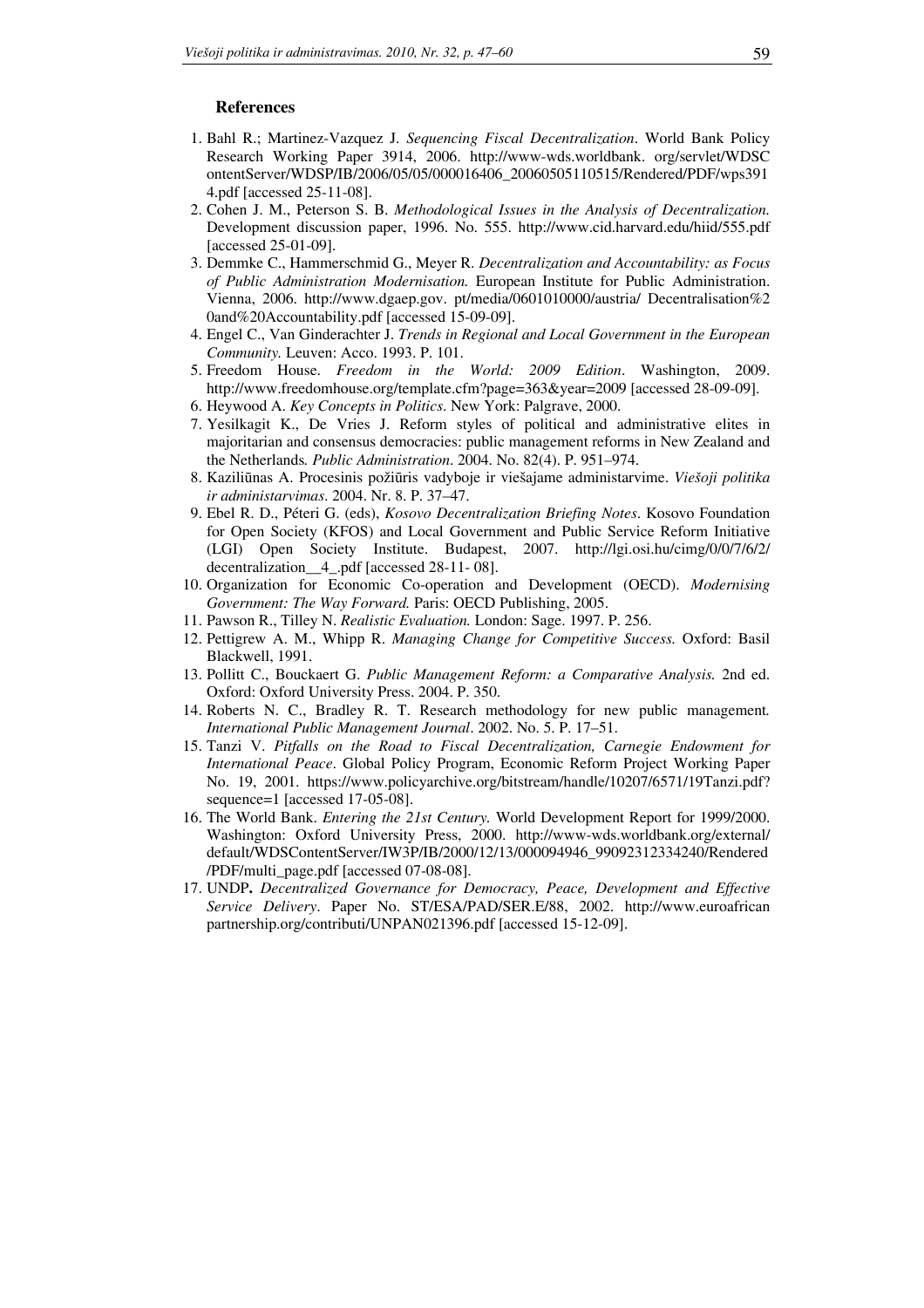## References

1. Bahl R.; Martinez-Vazquez J. *Sequencing Fiscal Decentralization*. World Bank Policy Research Working Paper 3914, 2006. http://www-wds.worldbank. org/servlet/WDSContentServer/WDSP/IB/2006/05/05/000016406_20060505110515/Rendered/PDF/wps3914.pdf [accessed 25-11-08].
2. Cohen J. M., Peterson S. B. *Methodological Issues in the Analysis of Decentralization.* Development discussion paper, 1996. No. 555. http://www.cid.harvard.edu/hiid/555.pdf [accessed 25-01-09].
3. Demmke C., Hammerschmid G., Meyer R. *Decentralization and Accountability: as Focus of Public Administration Modernisation.* European Institute for Public Administration. Vienna, 2006. http://www.dgaep.gov. pt/media/0601010000/austria/ Decentralisation%20and%20Accountability.pdf [accessed 15-09-09].
4. Engel C., Van Ginderachter J. *Trends in Regional and Local Government in the European Community.* Leuven: Acco. 1993. P. 101.
5. Freedom House. *Freedom in the World: 2009 Edition*. Washington, 2009. http://www.freedomhouse.org/template.cfm?page=363&year=2009 [accessed 28-09-09].
6. Heywood A. *Key Concepts in Politics*. New York: Palgrave, 2000.
7. Yesilkagit K., De Vries J. Reform styles of political and administrative elites in majoritarian and consensus democracies: public management reforms in New Zealand and the Netherlands*. Public Administration*. 2004. No. 82(4). P. 951–974.
8. Kaziliūnas A. Procesinis požiūris vadyboje ir viešajame administarvime. *Viešoji politika ir administarvimas*. 2004. Nr. 8. P. 37–47.
9. Ebel R. D., Péteri G. (eds), *Kosovo Decentralization Briefing Notes*. Kosovo Foundation for Open Society (KFOS) and Local Government and Public Service Reform Initiative (LGI) Open Society Institute. Budapest, 2007. http://lgi.osi.hu/cimg/0/0/7/6/2/decentralization__4_.pdf [accessed 28-11- 08].
10. Organization for Economic Co-operation and Development (OECD). *Modernising Government: The Way Forward.* Paris: OECD Publishing, 2005.
11. Pawson R., Tilley N. *Realistic Evaluation.* London: Sage. 1997. P. 256.
12. Pettigrew A. M., Whipp R. *Managing Change for Competitive Success.* Oxford: Basil Blackwell, 1991.
13. Pollitt C., Bouckaert G. *Public Management Reform: a Comparative Analysis.* 2nd ed. Oxford: Oxford University Press. 2004. P. 350.
14. Roberts N. C., Bradley R. T. Research methodology for new public management*. International Public Management Journal*. 2002. No. 5. P. 17–51.
15. Tanzi V. *Pitfalls on the Road to Fiscal Decentralization, Carnegie Endowment for International Peace*. Global Policy Program, Economic Reform Project Working Paper No. 19, 2001. https://www.policyarchive.org/bitstream/handle/10207/6571/19Tanzi.pdf?sequence=1 [accessed 17-05-08].
16. The World Bank. *Entering the 21st Century.* World Development Report for 1999/2000. Washington: Oxford University Press, 2000. http://www-wds.worldbank.org/external/default/WDSContentServer/IW3P/IB/2000/12/13/000094946_99092312334240/Rendered/PDF/multi_page.pdf [accessed 07-08-08].
17. UNDP**.** *Decentralized Governance for Democracy, Peace, Development and Effective Service Delivery*. Paper No. ST/ESA/PAD/SER.E/88, 2002. http://www.euroafricanpartnership.org/contributi/UNPAN021396.pdf [accessed 15-12-09].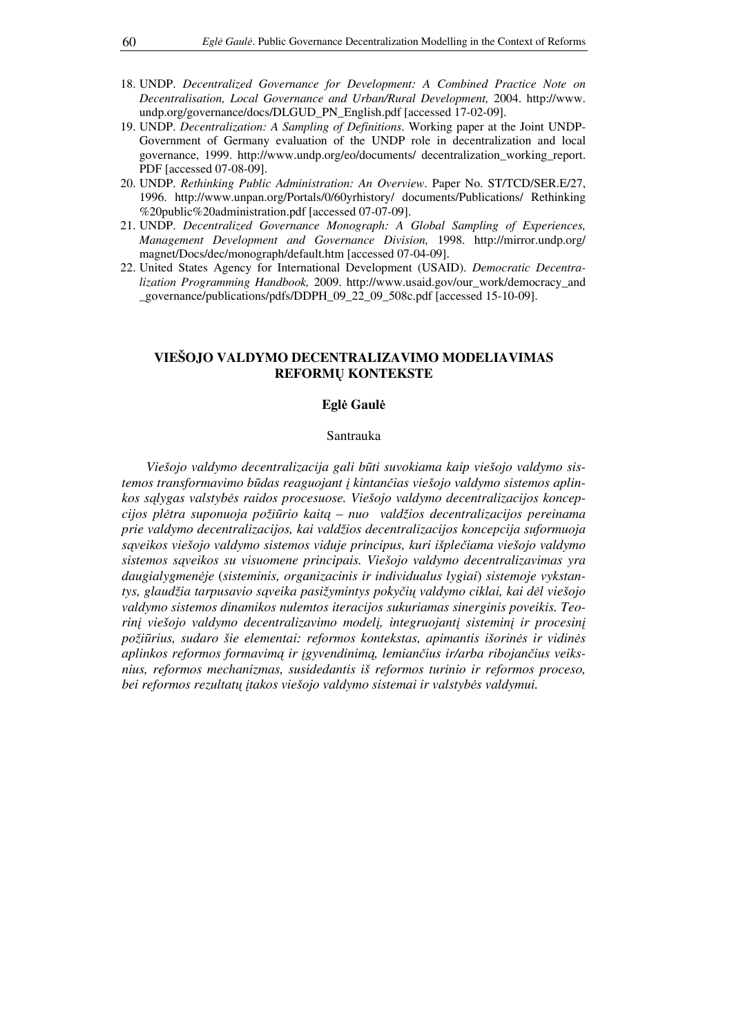18. UNDP. *Decentralized Governance for Development: A Combined Practice Note on Decentralisation, Local Governance and Urban/Rural Development,* 2004. http://www.undp.org/governance/docs/DLGUD_PN_English.pdf [accessed 17-02-09].
19. UNDP. *Decentralization: A Sampling of Definitions*. Working paper at the Joint UNDP-Government of Germany evaluation of the UNDP role in decentralization and local governance, 1999. http://www.undp.org/eo/documents/ decentralization_working_report.PDF [accessed 07-08-09].
20. UNDP. *Rethinking Public Administration: An Overview*. Paper No. ST/TCD/SER.E/27, 1996. http://www.unpan.org/Portals/0/60yrhistory/ documents/Publications/ Rethinking %20public%20administration.pdf [accessed 07-07-09].
21. UNDP. *Decentralized Governance Monograph: A Global Sampling of Experiences, Management Development and Governance Division,* 1998. http://mirror.undp.org/magnet/Docs/dec/monograph/default.htm [accessed 07-04-09].
22. United States Agency for International Development (USAID). *Democratic Decentralization Programming Handbook,* 2009. http://www.usaid.gov/our_work/democracy_and_governance/publications/pdfs/DDPH_09_22_09_508c.pdf [accessed 15-10-09].

## VIEŠOJO VALDYMO DECENTRALIZAVIMO MODELIAVIMAS REFORMŲ KONTEKSTE

**Eglė Gaulė**

Santrauka

*Viešojo valdymo decentralizacija gali būti suvokiama kaip viešojo valdymo sistemos transformavimo būdas reaguojant į kintančias viešojo valdymo sistemos aplinkos sąlygas valstybės raidos procesuose. Viešojo valdymo decentralizacijos koncepcijos plėtra suponuoja požiūrio kaitą – nuo valdžios decentralizacijos pereinama prie valdymo decentralizacijos, kai valdžios decentralizacijos koncepcija suformuoja sąveikos viešojo valdymo sistemos viduje principus, kuri išplečiama viešojo valdymo sistemos sąveikos su visuomene principais. Viešojo valdymo decentralizavimas yra daugialygmenėje (sisteminis, organizacinis ir individualus lygiai) sistemoje vykstantys, glaudžia tarpusavio sąveika pasižymintys pokyčių valdymo ciklai, kai dėl viešojo valdymo sistemos dinamikos nulemtos iteracijos sukuriamas sinerginis poveikis. Teorinį viešojo valdymo decentralizavimo modelį, integruojantį sisteminį ir procesinį požiūrius, sudaro šie elementai: reformos kontekstas, apimantis išorinės ir vidinės aplinkos reformos formavimą ir įgyvendinimą, lemiančius ir/arba ribojančius veiksnius, reformos mechanizmas, susidedantis iš reformos turinio ir reformos proceso, bei reformos rezultatų įtakos viešojo valdymo sistemai ir valstybės valdymui.*